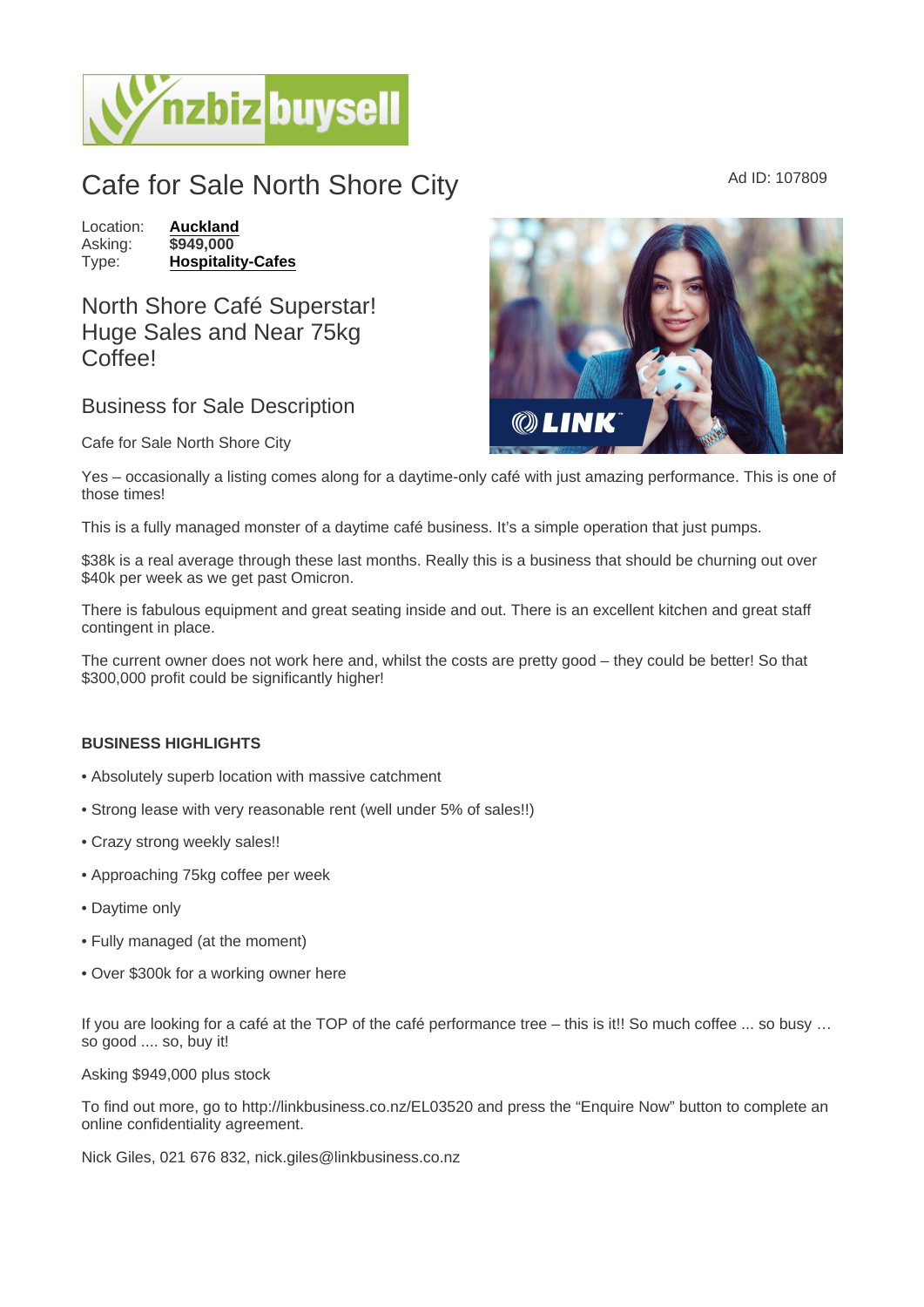# Cafe for Sale North Shore City

Ad ID: 107809

Location: **Auckland**
Asking: **$949,000**
Type: **Hospitality-Cafes**

## North Shore Café Superstar! Huge Sales and Near 75kg Coffee!

## Business for Sale Description

Cafe for Sale North Shore City

Yes – occasionally a listing comes along for a daytime-only café with just amazing performance. This is one of those times!

This is a fully managed monster of a daytime café business. It's a simple operation that just pumps.

$38k is a real average through these last months. Really this is a business that should be churning out over $40k per week as we get past Omicron.

There is fabulous equipment and great seating inside and out. There is an excellent kitchen and great staff contingent in place.

The current owner does not work here and, whilst the costs are pretty good – they could be better! So that $300,000 profit could be significantly higher!

**BUSINESS HIGHLIGHTS**

- Absolutely superb location with massive catchment
- Strong lease with very reasonable rent (well under 5% of sales!!)
- Crazy strong weekly sales!!
- Approaching 75kg coffee per week
- Daytime only
- Fully managed (at the moment)
- Over $300k for a working owner here

If you are looking for a café at the TOP of the café performance tree – this is it!! So much coffee ... so busy … so good .... so, buy it!

Asking $949,000 plus stock

To find out more, go to http://linkbusiness.co.nz/EL03520 and press the "Enquire Now" button to complete an online confidentiality agreement.

Nick Giles, 021 676 832, nick.giles@linkbusiness.co.nz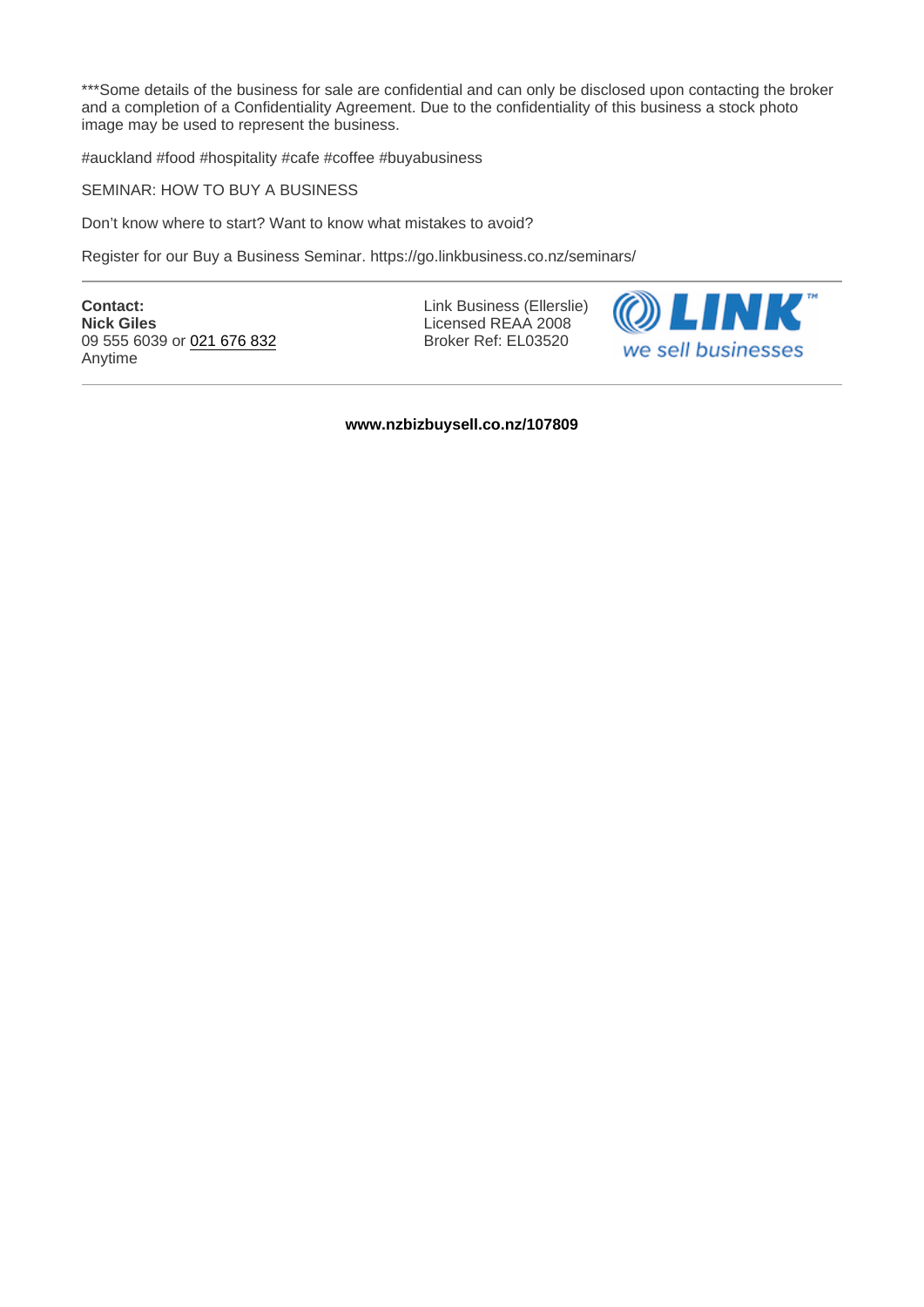***Some details of the business for sale are confidential and can only be disclosed upon contacting the broker and a completion of a Confidentiality Agreement. Due to the confidentiality of this business a stock photo image may be used to represent the business.

#auckland #food #hospitality #cafe #coffee #buyabusiness

SEMINAR: HOW TO BUY A BUSINESS

Don't know where to start? Want to know what mistakes to avoid?

Register for our Buy a Business Seminar. https://go.linkbusiness.co.nz/seminars/

---

**Contact:**
**Nick Giles**
09 555 6039 or 021 676 832
Anytime

Link Business (Ellerslie)
Licensed REAA 2008
Broker Ref: EL03520

LINK™
we sell businesses

---

**www.nzbizbuysell.co.nz/107809**